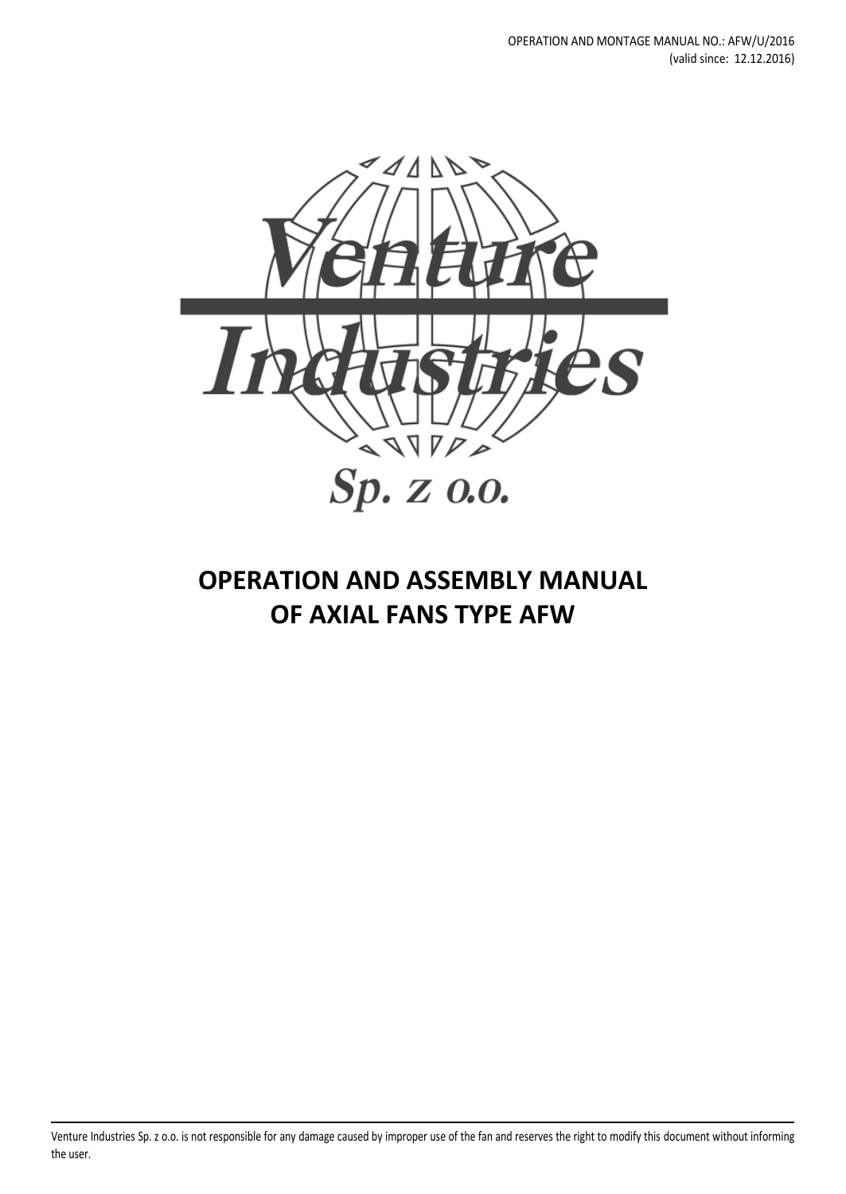OPERATION AND MONTAGE MANUAL NO.: AFW/U/2016
(valid since: 12.12.2016)

Venture Industries

Sp. z o.o.

# OPERATION AND ASSEMBLY MANUAL OF AXIAL FANS TYPE AFW

Venture Industries Sp. z o.o. is not responsible for any damage caused by improper use of the fan and reserves the right to modify this document without informing the user.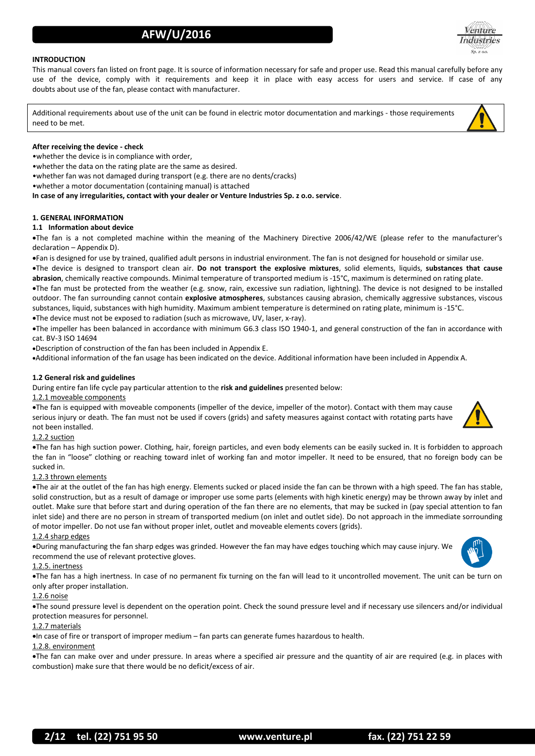## INTRODUCTION

This manual covers fan listed on front page. It is source of information necessary for safe and proper use. Read this manual carefully before any use of the device, comply with it requirements and keep it in place with easy access for users and service. If case of any doubts about use of the fan, please contact with manufacturer.

Additional requirements about use of the unit can be found in electric motor documentation and markings - those requirements need to be met.

**After receiving the device - check**

- whether the device is in compliance with order,
- whether the data on the rating plate are the same as desired.
- whether fan was not damaged during transport (e.g. there are no dents/cracks)
- whether a motor documentation (containing manual) is attached

**In case of any irregularities, contact with your dealer or Venture Industries Sp. z o.o. service**.

## 1. GENERAL INFORMATION

### 1.1 Information about device

- The fan is a not completed machine within the meaning of the Machinery Directive 2006/42/WE (please refer to the manufacturer's declaration – Appendix D).
- Fan is designed for use by trained, qualified adult persons in industrial environment. The fan is not designed for household or similar use.
- The device is designed to transport clean air. **Do not transport the explosive mixtures**, solid elements, liquids, **substances that cause abrasion**, chemically reactive compounds. Minimal temperature of transported medium is -15°C, maximum is determined on rating plate.
- The fan must be protected from the weather (e.g. snow, rain, excessive sun radiation, lightning). The device is not designed to be installed outdoor. The fan surrounding cannot contain **explosive atmospheres**, substances causing abrasion, chemically aggressive substances, viscous substances, liquid, substances with high humidity. Maximum ambient temperature is determined on rating plate, minimum is -15°C.
- The device must not be exposed to radiation (such as microwave, UV, laser, x-ray).
- The impeller has been balanced in accordance with minimum G6.3 class ISO 1940-1, and general construction of the fan in accordance with cat. BV-3 ISO 14694
- Description of construction of the fan has been included in Appendix E.
- Additional information of the fan usage has been indicated on the device. Additional information have been included in Appendix A.

### 1.2 General risk and guidelines

During entire fan life cycle pay particular attention to the **risk and guidelines** presented below:

1.2.1 moveable components

- The fan is equipped with moveable components (impeller of the device, impeller of the motor). Contact with them may cause serious injury or death. The fan must not be used if covers (grids) and safety measures against contact with rotating parts have not been installed.

1.2.2 suction

- The fan has high suction power. Clothing, hair, foreign particles, and even body elements can be easily sucked in. It is forbidden to approach the fan in "loose" clothing or reaching toward inlet of working fan and motor impeller. It need to be ensured, that no foreign body can be sucked in.

1.2.3 thrown elements

- The air at the outlet of the fan has high energy. Elements sucked or placed inside the fan can be thrown with a high speed. The fan has stable, solid construction, but as a result of damage or improper use some parts (elements with high kinetic energy) may be thrown away by inlet and outlet. Make sure that before start and during operation of the fan there are no elements, that may be sucked in (pay special attention to fan inlet side) and there are no person in stream of transported medium (on inlet and outlet side). Do not approach in the immediate sorrounding of motor impeller. Do not use fan without proper inlet, outlet and moveable elements covers (grids).

1.2.4 sharp edges

- During manufacturing the fan sharp edges was grinded. However the fan may have edges touching which may cause injury. We recommend the use of relevant protective gloves.

1.2.5. inertness

- The fan has a high inertness. In case of no permanent fix turning on the fan will lead to it uncontrolled movement. The unit can be turn on only after proper installation.

1.2.6 noise

- The sound pressure level is dependent on the operation point. Check the sound pressure level and if necessary use silencers and/or individual protection measures for personnel.

1.2.7 materials

- In case of fire or transport of improper medium – fan parts can generate fumes hazardous to health.

1.2.8. environment

- The fan can make over and under pressure. In areas where a specified air pressure and the quantity of air are required (e.g. in places with combustion) make sure that there would be no deficit/excess of air.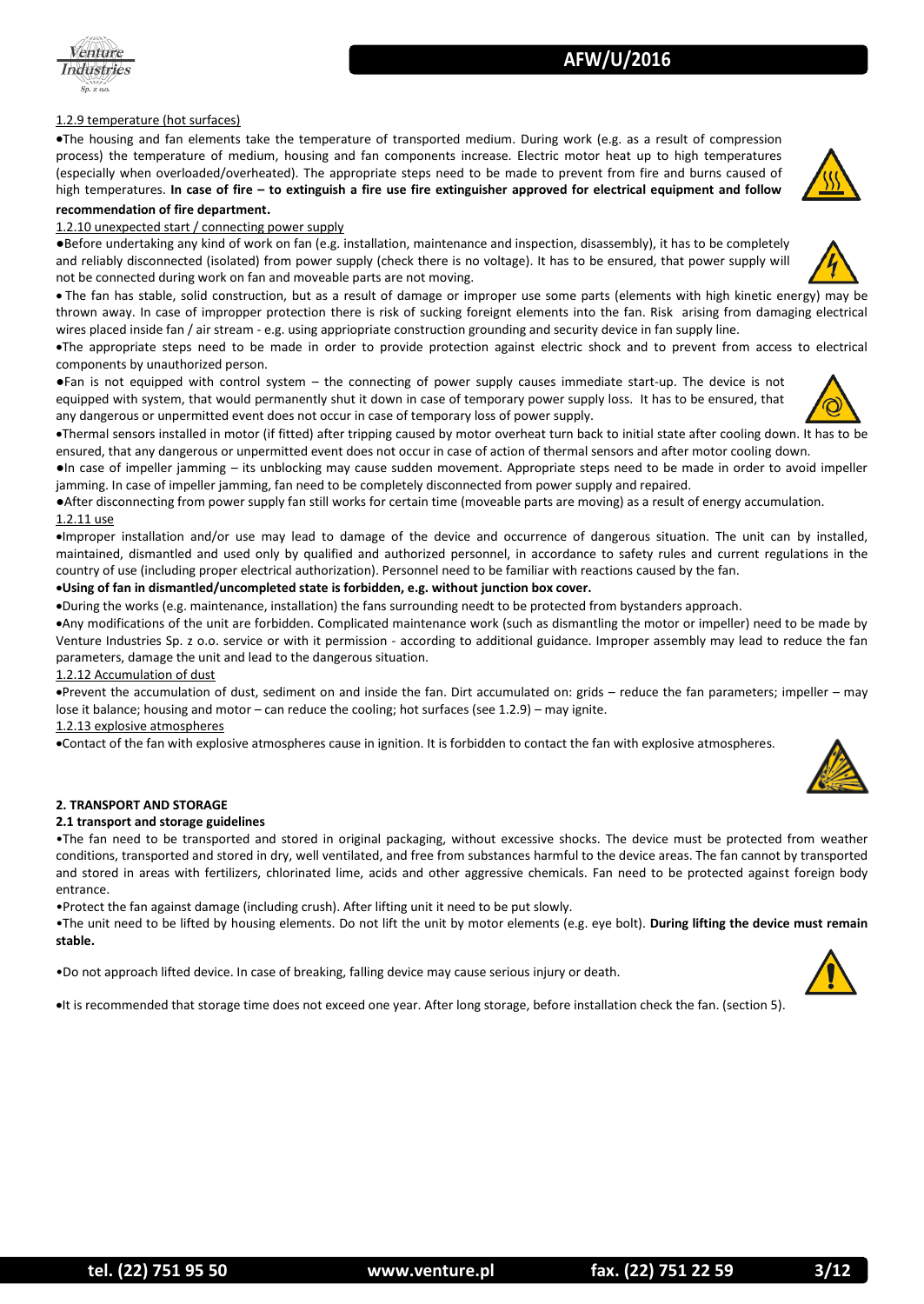1.2.9 temperature (hot surfaces)

- The housing and fan elements take the temperature of transported medium. During work (e.g. as a result of compression process) the temperature of medium, housing and fan components increase. Electric motor heat up to high temperatures (especially when overloaded/overheated). The appropriate steps need to be made to prevent from fire and burns caused of high temperatures. **In case of fire – to extinguish a fire use fire extinguisher approved for electrical equipment and follow recommendation of fire department.**

1.2.10 unexpected start / connecting power supply

- Before undertaking any kind of work on fan (e.g. installation, maintenance and inspection, disassembly), it has to be completely and reliably disconnected (isolated) from power supply (check there is no voltage). It has to be ensured, that power supply will not be connected during work on fan and moveable parts are not moving.
- The fan has stable, solid construction, but as a result of damage or improper use some parts (elements with high kinetic energy) may be thrown away. In case of impropper protection there is risk of sucking foreignt elements into the fan. Risk arising from damaging electrical wires placed inside fan / air stream - e.g. using appriopriate construction grounding and security device in fan supply line.
- The appropriate steps need to be made in order to provide protection against electric shock and to prevent from access to electrical components by unauthorized person.
- Fan is not equipped with control system – the connecting of power supply causes immediate start-up. The device is not equipped with system, that would permanently shut it down in case of temporary power supply loss. It has to be ensured, that any dangerous or unpermitted event does not occur in case of temporary loss of power supply.
- Thermal sensors installed in motor (if fitted) after tripping caused by motor overheat turn back to initial state after cooling down. It has to be ensured, that any dangerous or unpermitted event does not occur in case of action of thermal sensors and after motor cooling down.
- In case of impeller jamming – its unblocking may cause sudden movement. Appropriate steps need to be made in order to avoid impeller jamming. In case of impeller jamming, fan need to be completely disconnected from power supply and repaired.
- After disconnecting from power supply fan still works for certain time (moveable parts are moving) as a result of energy accumulation.

1.2.11 use

- Improper installation and/or use may lead to damage of the device and occurrence of dangerous situation. The unit can by installed, maintained, dismantled and used only by qualified and authorized personnel, in accordance to safety rules and current regulations in the country of use (including proper electrical authorization). Personnel need to be familiar with reactions caused by the fan.
- **Using of fan in dismantled/uncompleted state is forbidden, e.g. without junction box cover.**
- During the works (e.g. maintenance, installation) the fans surrounding needt to be protected from bystanders approach.
- Any modifications of the unit are forbidden. Complicated maintenance work (such as dismantling the motor or impeller) need to be made by Venture Industries Sp. z o.o. service or with it permission - according to additional guidance. Improper assembly may lead to reduce the fan parameters, damage the unit and lead to the dangerous situation.

1.2.12 Accumulation of dust

- Prevent the accumulation of dust, sediment on and inside the fan. Dirt accumulated on: grids – reduce the fan parameters; impeller – may lose it balance; housing and motor – can reduce the cooling; hot surfaces (see 1.2.9) – may ignite.

1.2.13 explosive atmospheres

- Contact of the fan with explosive atmospheres cause in ignition. It is forbidden to contact the fan with explosive atmospheres.

## 2. TRANSPORT AND STORAGE

### 2.1 transport and storage guidelines

- The fan need to be transported and stored in original packaging, without excessive shocks. The device must be protected from weather conditions, transported and stored in dry, well ventilated, and free from substances harmful to the device areas. The fan cannot by transported and stored in areas with fertilizers, chlorinated lime, acids and other aggressive chemicals. Fan need to be protected against foreign body entrance.
- Protect the fan against damage (including crush). After lifting unit it need to be put slowly.
- The unit need to be lifted by housing elements. Do not lift the unit by motor elements (e.g. eye bolt). **During lifting the device must remain stable.**
- Do not approach lifted device. In case of breaking, falling device may cause serious injury or death.
- It is recommended that storage time does not exceed one year. After long storage, before installation check the fan. (section 5).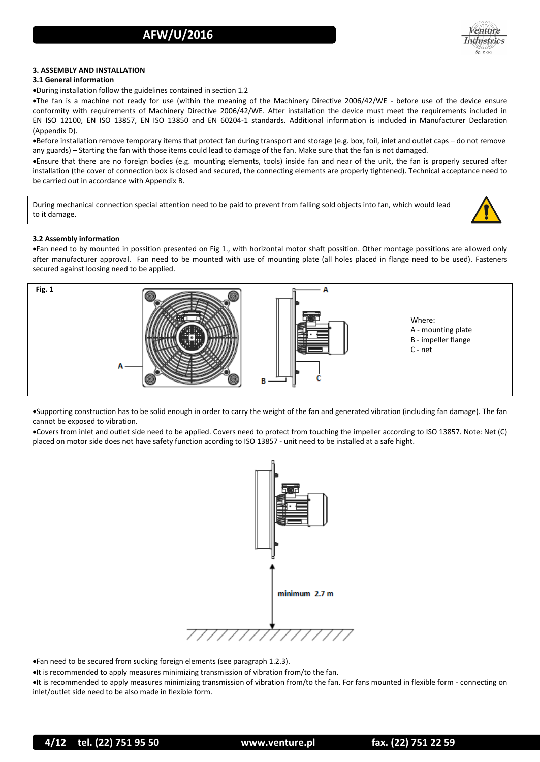### 3. ASSEMBLY AND INSTALLATION

#### 3.1 General information

- During installation follow the guidelines contained in section 1.2
- The fan is a machine not ready for use (within the meaning of the Machinery Directive 2006/42/WE - before use of the device ensure conformity with requirements of Machinery Directive 2006/42/WE. After installation the device must meet the requirements included in EN ISO 12100, EN ISO 13857, EN ISO 13850 and EN 60204-1 standards. Additional information is included in Manufacturer Declaration (Appendix D).
- Before installation remove temporary items that protect fan during transport and storage (e.g. box, foil, inlet and outlet caps – do not remove any guards) – Starting the fan with those items could lead to damage of the fan. Make sure that the fan is not damaged.
- Ensure that there are no foreign bodies (e.g. mounting elements, tools) inside fan and near of the unit, the fan is properly secured after installation (the cover of connection box is closed and secured, the connecting elements are properly tightened). Technical acceptance need to be carried out in accordance with Appendix B.

> During mechanical connection special attention need to be paid to prevent from falling sold objects into fan, which would lead to it damage.

#### 3.2 Assembly information

- Fan need to by mounted in position presented on Fig 1., with horizontal motor shaft possition. Other montage possitions are allowed only after manufacturer approval. Fan need to be mounted with use of mounting plate (all holes placed in flange need to be used). Fasteners secured against loosing need to be applied.

Fig. 1

Where:
A - mounting plate
B - impeller flange
C - net

- Supporting construction has to be solid enough in order to carry the weight of the fan and generated vibration (including fan damage). The fan cannot be exposed to vibration.
- Covers from inlet and outlet side need to be applied. Covers need to protect from touching the impeller according to ISO 13857. Note: Net (C) placed on motor side does not have safety function acording to ISO 13857 - unit need to be installed at a safe hight.

minimum 2.7 m

- Fan need to be secured from sucking foreign elements (see paragraph 1.2.3).
- It is recommended to apply measures minimizing transmission of vibration from/to the fan.
- It is recommended to apply measures minimizing transmission of vibration from/to the fan. For fans mounted in flexible form - connecting on inlet/outlet side need to be also made in flexible form.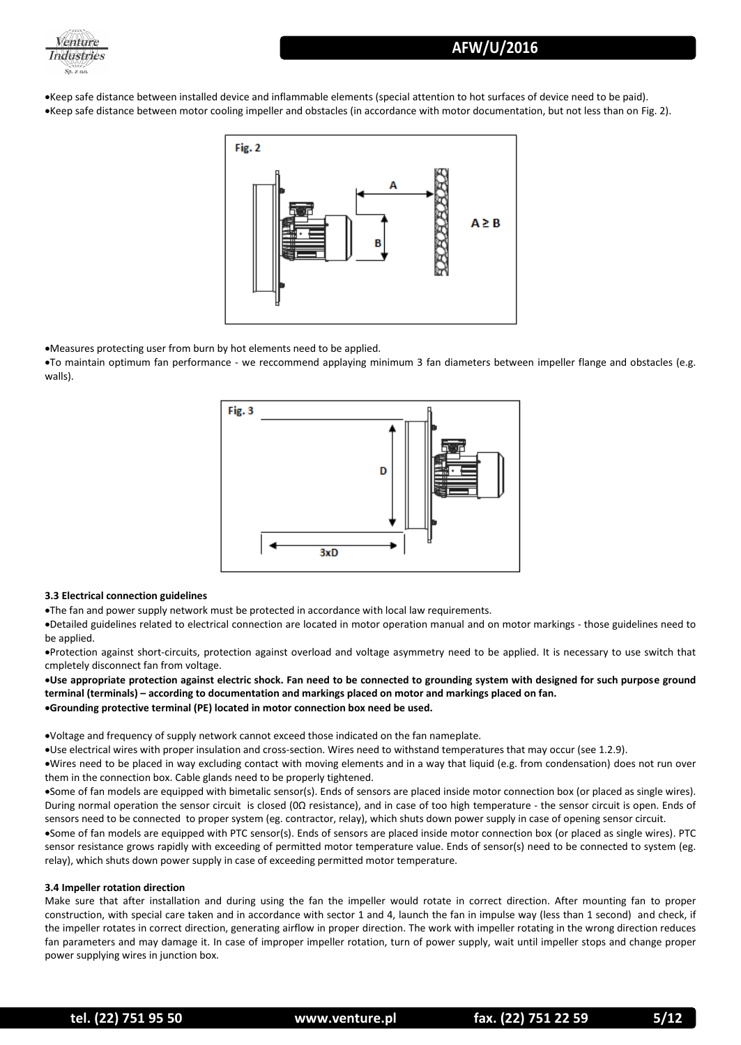- Keep safe distance between installed device and inflammable elements (special attention to hot surfaces of device need to be paid).
- Keep safe distance between motor cooling impeller and obstacles (in accordance with motor documentation, but not less than on Fig. 2).

Fig. 2

A ≥ B

- Measures protecting user from burn by hot elements need to be applied.
- To maintain optimum fan performance - we reccommend applaying minimum 3 fan diameters between impeller flange and obstacles (e.g. walls).

Fig. 3

D

3xD

**3.3 Electrical connection guidelines**

- The fan and power supply network must be protected in accordance with local law requirements.
- Detailed guidelines related to electrical connection are located in motor operation manual and on motor markings - those guidelines need to be applied.
- Protection against short-circuits, protection against overload and voltage asymmetry need to be applied. It is necessary to use switch that cmpletely disconnect fan from voltage.
- **Use appropriate protection against electric shock. Fan need to be connected to grounding system with designed for such purpose ground terminal (terminals) – according to documentation and markings placed on motor and markings placed on fan.**
- **Grounding protective terminal (PE) located in motor connection box need be used.**

- Voltage and frequency of supply network cannot exceed those indicated on the fan nameplate.
- Use electrical wires with proper insulation and cross-section. Wires need to withstand temperatures that may occur (see 1.2.9).
- Wires need to be placed in way excluding contact with moving elements and in a way that liquid (e.g. from condensation) does not run over them in the connection box. Cable glands need to be properly tightened.
- Some of fan models are equipped with bimetalic sensor(s). Ends of sensors are placed inside motor connection box (or placed as single wires). During normal operation the sensor circuit is closed (0Ω resistance), and in case of too high temperature - the sensor circuit is open. Ends of sensors need to be connected to proper system (eg. contractor, relay), which shuts down power supply in case of opening sensor circuit.
- Some of fan models are equipped with PTC sensor(s). Ends of sensors are placed inside motor connection box (or placed as single wires). PTC sensor resistance grows rapidly with exceeding of permitted motor temperature value. Ends of sensor(s) need to be connected to system (eg. relay), which shuts down power supply in case of exceeding permitted motor temperature.

**3.4 Impeller rotation direction**

Make sure that after installation and during using the fan the impeller would rotate in correct direction. After mounting fan to proper construction, with special care taken and in accordance with sector 1 and 4, launch the fan in impulse way (less than 1 second) and check, if the impeller rotates in correct direction, generating airflow in proper direction. The work with impeller rotating in the wrong direction reduces fan parameters and may damage it. In case of improper impeller rotation, turn of power supply, wait until impeller stops and change proper power supplying wires in junction box.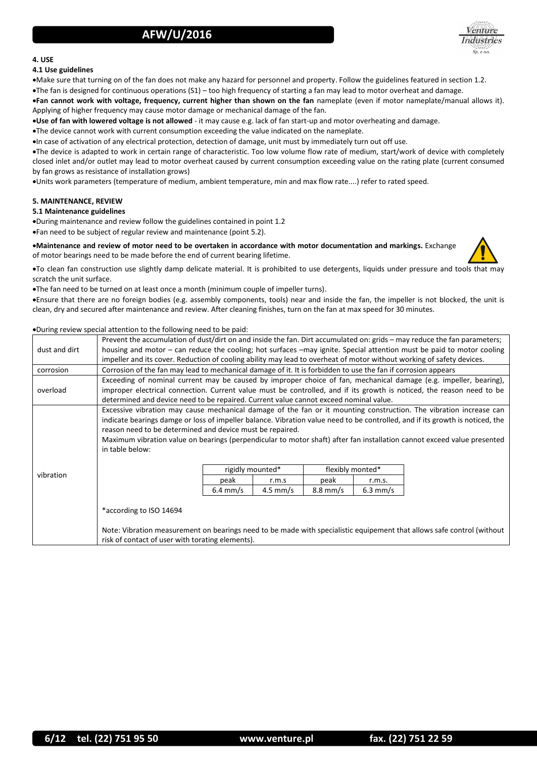## 4. USE

### 4.1 Use guidelines

- Make sure that turning on of the fan does not make any hazard for personnel and property. Follow the guidelines featured in section 1.2.
- The fan is designed for continuous operations (S1) – too high frequency of starting a fan may lead to motor overheat and damage.
- **Fan cannot work with voltage, frequency, current higher than shown on the fan** nameplate (even if motor nameplate/manual allows it). Applying of higher frequency may cause motor damage or mechanical damage of the fan.
- **Use of fan with lowered voltage is not allowed** - it may cause e.g. lack of fan start-up and motor overheating and damage.
- The device cannot work with current consumption exceeding the value indicated on the nameplate.
- In case of activation of any electrical protection, detection of damage, unit must by immediately turn out off use.
- The device is adapted to work in certain range of characteristic. Too low volume flow rate of medium, start/work of device with completely closed inlet and/or outlet may lead to motor overheat caused by current consumption exceeding value on the rating plate (current consumed by fan grows as resistance of installation grows)
- Units work parameters (temperature of medium, ambient temperature, min and max flow rate....) refer to rated speed.

## 5. MAINTENANCE, REVIEW

### 5.1 Maintenance guidelines

- During maintenance and review follow the guidelines contained in point 1.2
- Fan need to be subject of regular review and maintenance (point 5.2).
- **Maintenance and review of motor need to be overtaken in accordance with motor documentation and markings.** Exchange of motor bearings need to be made before the end of current bearing lifetime.
- To clean fan construction use slightly damp delicate material. It is prohibited to use detergents, liquids under pressure and tools that may scratch the unit surface.
- The fan need to be turned on at least once a month (minimum couple of impeller turns).
- Ensure that there are no foreign bodies (e.g. assembly components, tools) near and inside the fan, the impeller is not blocked, the unit is clean, dry and secured after maintenance and review. After cleaning finishes, turn on the fan at max speed for 30 minutes.
- During review special attention to the following need to be paid:

| | |
|---|---|
| dust and dirt | Prevent the accumulation of dust/dirt on and inside the fan. Dirt accumulated on: grids – may reduce the fan parameters; housing and motor – can reduce the cooling; hot surfaces –may ignite. Special attention must be paid to motor cooling impeller and its cover. Reduction of cooling ability may lead to overheat of motor without working of safety devices. |
| corrosion | Corrosion of the fan may lead to mechanical damage of it. It is forbidden to use the fan if corrosion appears |
| overload | Exceeding of nominal current may be caused by improper choice of fan, mechanical damage (e.g. impeller, bearing), improper electrical connection. Current value must be controlled, and if its growth is noticed, the reason need to be determined and device need to be repaired. Current value cannot exceed nominal value. |
| vibration | Excessive vibration may cause mechanical damage of the fan or it mounting construction. The vibration increase can indicate bearings damge or loss of impeller balance. Vibration value need to be controlled, and if its growth is noticed, the reason need to be determined and device must be repaired.<br>Maximum vibration value on bearings (perpendicular to motor shaft) after fan installation cannot exceed value presented in table below:<br><br>rigidly mounted*: peak 6.4 mm/s, r.m.s 4.5 mm/s; flexibly monted*: peak 8.8 mm/s, r.m.s. 6.3 mm/s<br><br>*according to ISO 14694<br><br>Note: Vibration measurement on bearings need to be made with specialistic equipement that allows safe control (without risk of contact of user with torating elements). |

| rigidly mounted* | | flexibly monted* | |
|---|---|---|---|
| peak | r.m.s | peak | r.m.s. |
| 6.4 mm/s | 4.5 mm/s | 8.8 mm/s | 6.3 mm/s |

*according to ISO 14694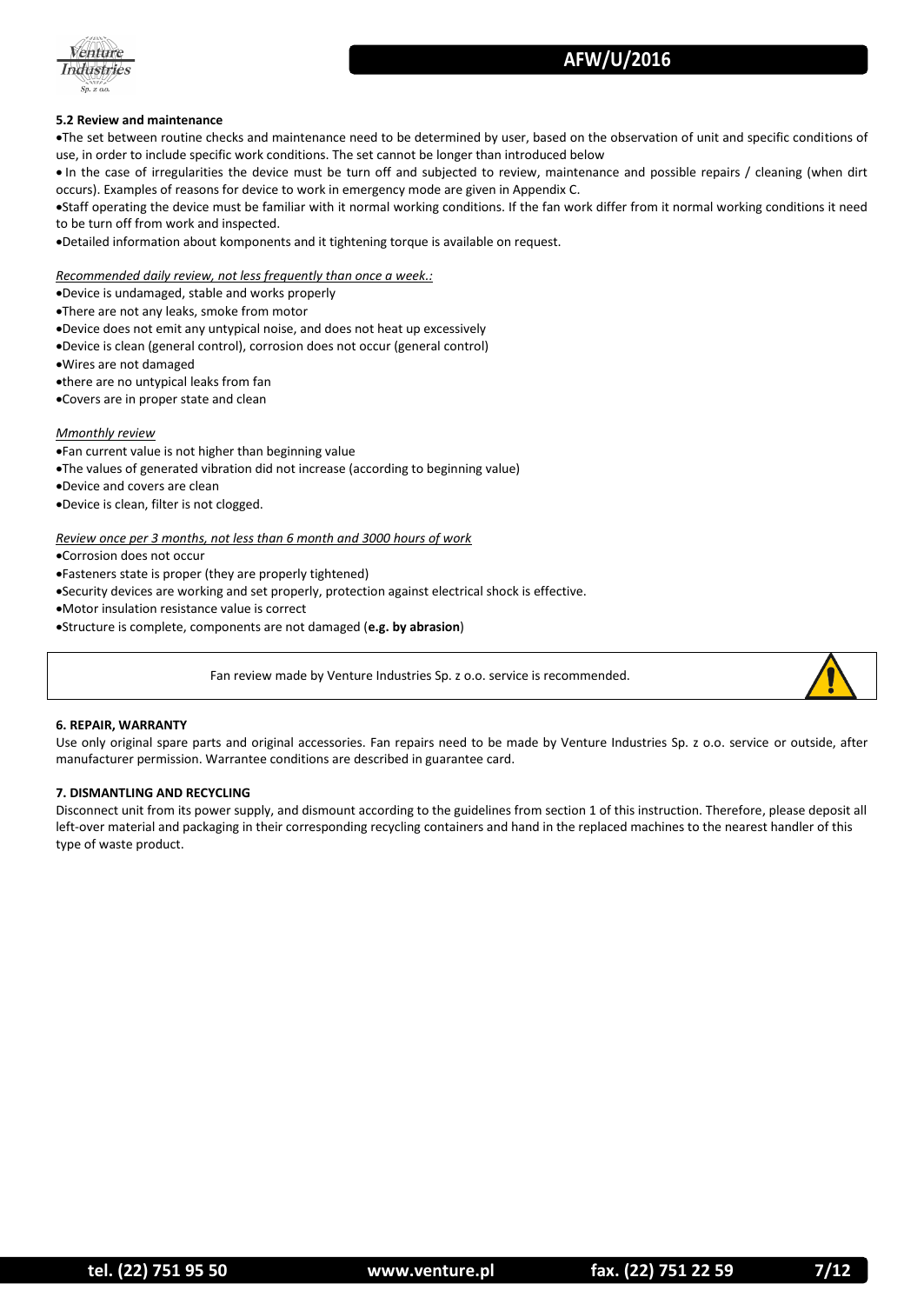### 5.2 Review and maintenance

- The set between routine checks and maintenance need to be determined by user, based on the observation of unit and specific conditions of use, in order to include specific work conditions. The set cannot be longer than introduced below
- In the case of irregularities the device must be turn off and subjected to review, maintenance and possible repairs / cleaning (when dirt occurs). Examples of reasons for device to work in emergency mode are given in Appendix C.
- Staff operating the device must be familiar with it normal working conditions. If the fan work differ from it normal working conditions it need to be turn off from work and inspected.
- Detailed information about komponents and it tightening torque is available on request.

*Recommended daily review, not less frequently than once a week.:*

- Device is undamaged, stable and works properly
- There are not any leaks, smoke from motor
- Device does not emit any untypical noise, and does not heat up excessively
- Device is clean (general control), corrosion does not occur (general control)
- Wires are not damaged
- there are no untypical leaks from fan
- Covers are in proper state and clean

*Mmonthly review*

- Fan current value is not higher than beginning value
- The values of generated vibration did not increase (according to beginning value)
- Device and covers are clean
- Device is clean, filter is not clogged.

*Review once per 3 months, not less than 6 month and 3000 hours of work*

- Corrosion does not occur
- Fasteners state is proper (they are properly tightened)
- Security devices are working and set properly, protection against electrical shock is effective.
- Motor insulation resistance value is correct
- Structure is complete, components are not damaged (**e.g. by abrasion**)

Fan review made by Venture Industries Sp. z o.o. service is recommended.

### 6. REPAIR, WARRANTY

Use only original spare parts and original accessories. Fan repairs need to be made by Venture Industries Sp. z o.o. service or outside, after manufacturer permission. Warrantee conditions are described in guarantee card.

### 7. DISMANTLING AND RECYCLING

Disconnect unit from its power supply, and dismount according to the guidelines from section 1 of this instruction. Therefore, please deposit all left-over material and packaging in their corresponding recycling containers and hand in the replaced machines to the nearest handler of this type of waste product.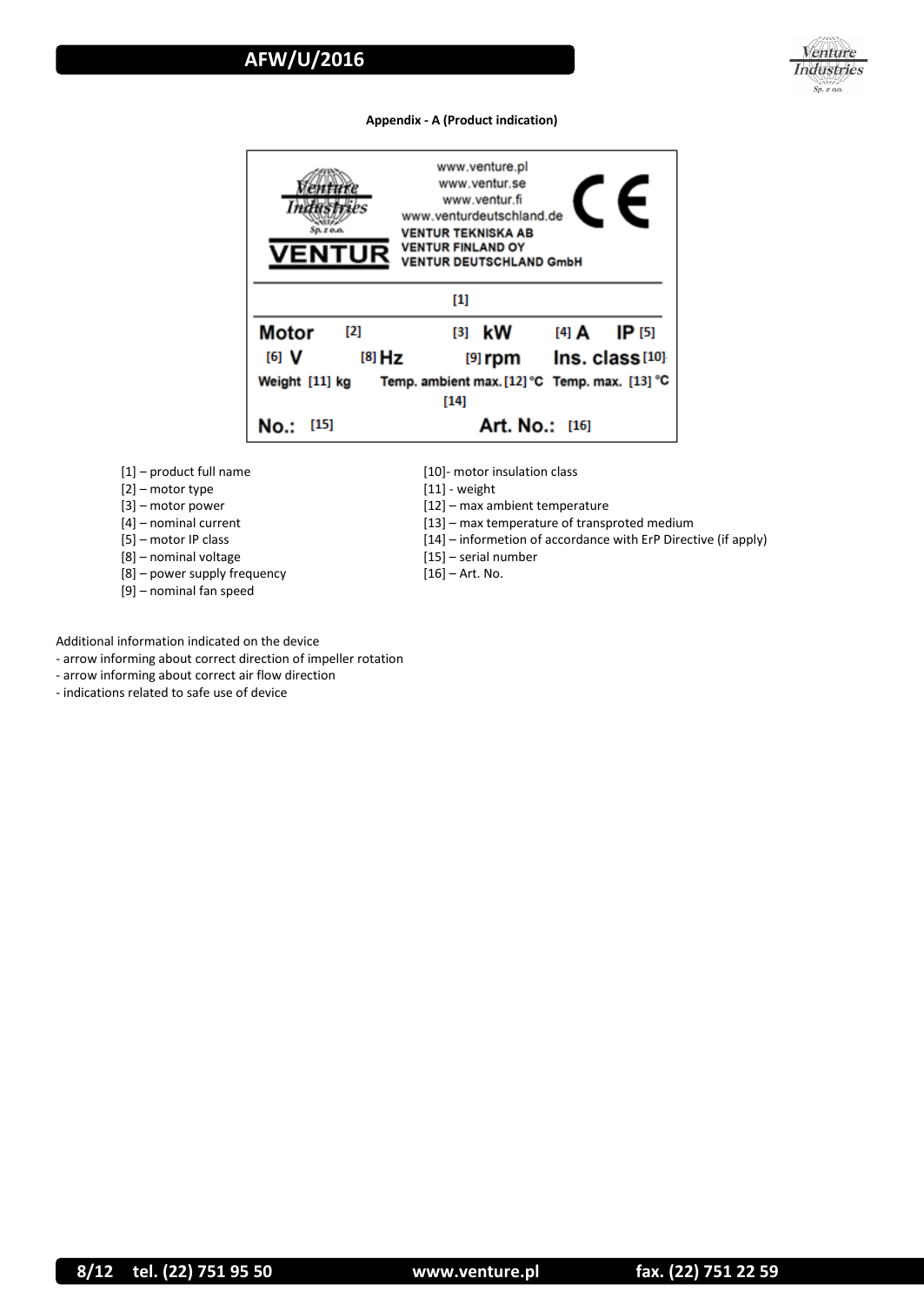**Appendix - A (Product indication)**

| www.venture.pl<br>www.ventur.se<br>www.ventur.fi<br>www.venturdeutschland.de<br>VENTUR TEKNISKA AB<br>VENTUR FINLAND OY<br>VENTUR DEUTSCHLAND GmbH | | | |
|---|---|---|---|
| [1] | | | |
| Motor [2] | [3] kW | [4] A | IP [5] |
| [6] V | [8] Hz | [9] rpm | Ins. class [10] |
| Weight [11] kg | Temp. ambient max. [12] °C | Temp. max. [13] °C | |
| [14] | | | |
| No.: [15] | Art. No.: [16] | | |

- [1] – product full name
- [2] – motor type
- [3] – motor power
- [4] – nominal current
- [5] – motor IP class
- [8] – nominal voltage
- [8] – power supply frequency
- [9] – nominal fan speed
- [10]- motor insulation class
- [11] - weight
- [12] – max ambient temperature
- [13] – max temperature of transproted medium
- [14] – informetion of accordance with ErP Directive (if apply)
- [15] – serial number
- [16] – Art. No.

Additional information indicated on the device
- arrow informing about correct direction of impeller rotation
- arrow informing about correct air flow direction
- indications related to safe use of device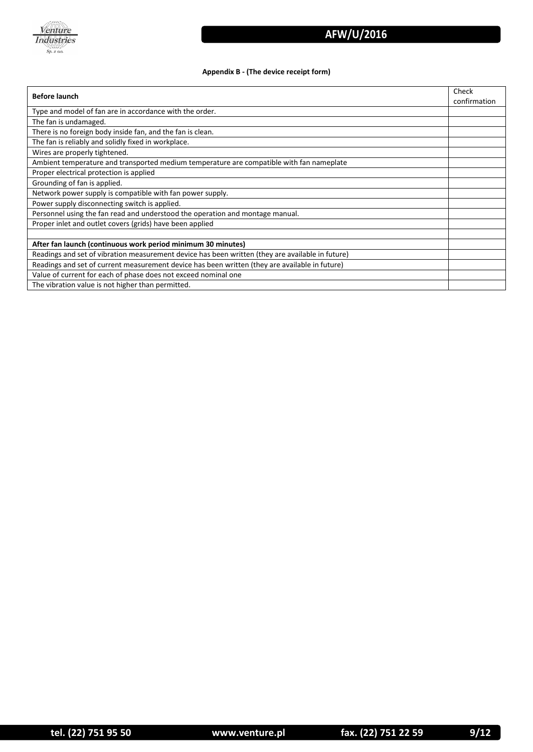**Appendix B - (The device receipt form)**

| **Before launch** | Check confirmation |
|---|---|
| Type and model of fan are in accordance with the order. | |
| The fan is undamaged. | |
| There is no foreign body inside fan, and the fan is clean. | |
| The fan is reliably and solidly fixed in workplace. | |
| Wires are properly tightened. | |
| Ambient temperature and transported medium temperature are compatible with fan nameplate | |
| Proper electrical protection is applied | |
| Grounding of fan is applied. | |
| Network power supply is compatible with fan power supply. | |
| Power supply disconnecting switch is applied. | |
| Personnel using the fan read and understood the operation and montage manual. | |
| Proper inlet and outlet covers (grids) have been applied | |
| | |
| **After fan launch (continuous work period minimum 30 minutes)** | |
| Readings and set of vibration measurement device has been written (they are available in future) | |
| Readings and set of current measurement device has been written (they are available in future) | |
| Value of current for each of phase does not exceed nominal one | |
| The vibration value is not higher than permitted. | |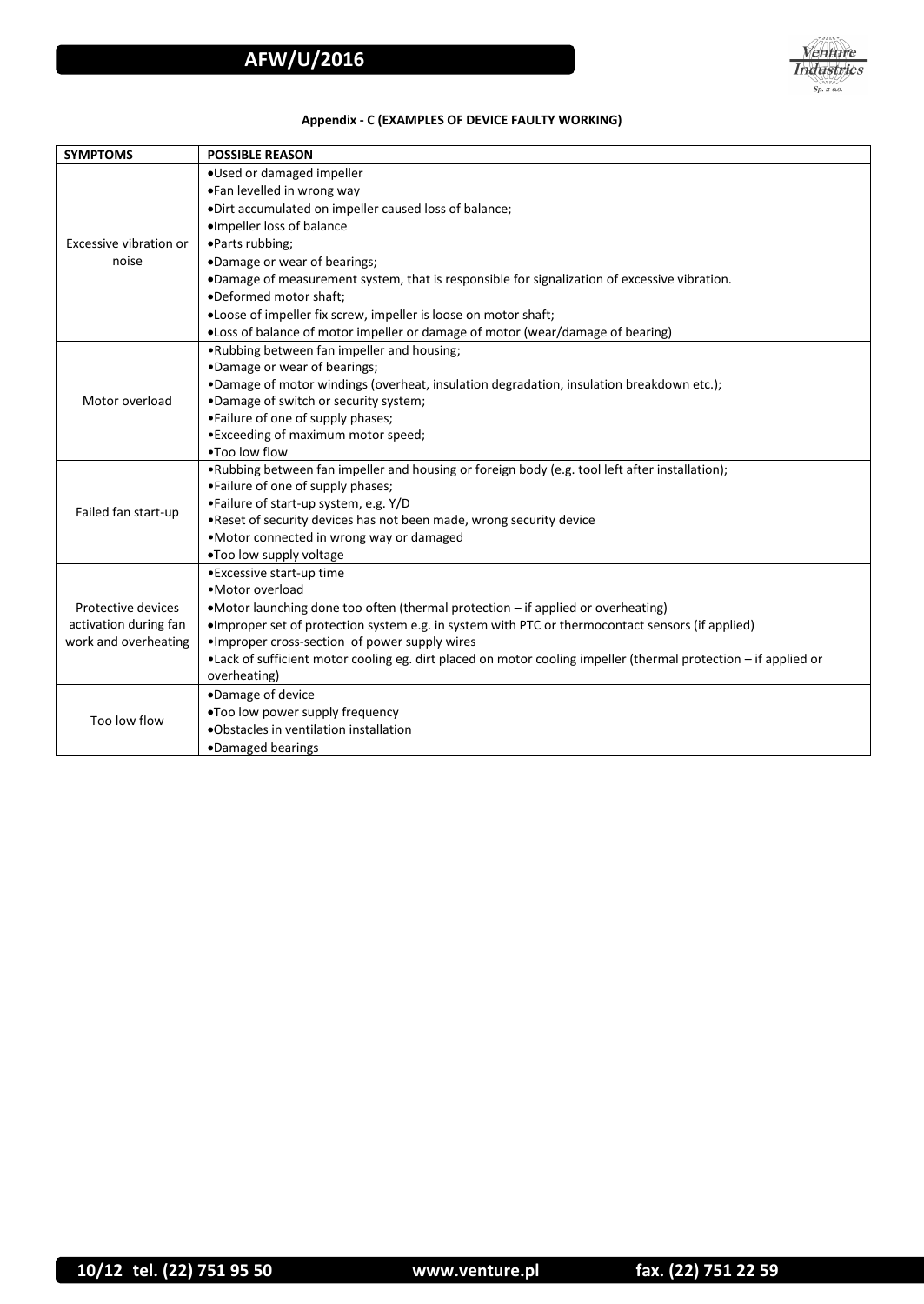**Appendix - C (EXAMPLES OF DEVICE FAULTY WORKING)**

| SYMPTOMS | POSSIBLE REASON |
|---|---|
| Excessive vibration or noise | •Used or damaged impeller<br>•Fan levelled in wrong way<br>•Dirt accumulated on impeller caused loss of balance;<br>•Impeller loss of balance<br>•Parts rubbing;<br>•Damage or wear of bearings;<br>•Damage of measurement system, that is responsible for signalization of excessive vibration.<br>•Deformed motor shaft;<br>•Loose of impeller fix screw, impeller is loose on motor shaft;<br>•Loss of balance of motor impeller or damage of motor (wear/damage of bearing) |
| Motor overload | •Rubbing between fan impeller and housing;<br>•Damage or wear of bearings;<br>•Damage of motor windings (overheat, insulation degradation, insulation breakdown etc.);<br>•Damage of switch or security system;<br>•Failure of one of supply phases;<br>•Exceeding of maximum motor speed;<br>•Too low flow |
| Failed fan start-up | •Rubbing between fan impeller and housing or foreign body (e.g. tool left after installation);<br>•Failure of one of supply phases;<br>•Failure of start-up system, e.g. Y/D<br>•Reset of security devices has not been made, wrong security device<br>•Motor connected in wrong way or damaged<br>•Too low supply voltage |
| Protective devices activation during fan work and overheating | •Excessive start-up time<br>•Motor overload<br>•Motor launching done too often (thermal protection – if applied or overheating)<br>•Improper set of protection system e.g. in system with PTC or thermocontact sensors (if applied)<br>•Improper cross-section of power supply wires<br>•Lack of sufficient motor cooling eg. dirt placed on motor cooling impeller (thermal protection – if applied or overheating) |
| Too low flow | •Damage of device<br>•Too low power supply frequency<br>•Obstacles in ventilation installation<br>•Damaged bearings |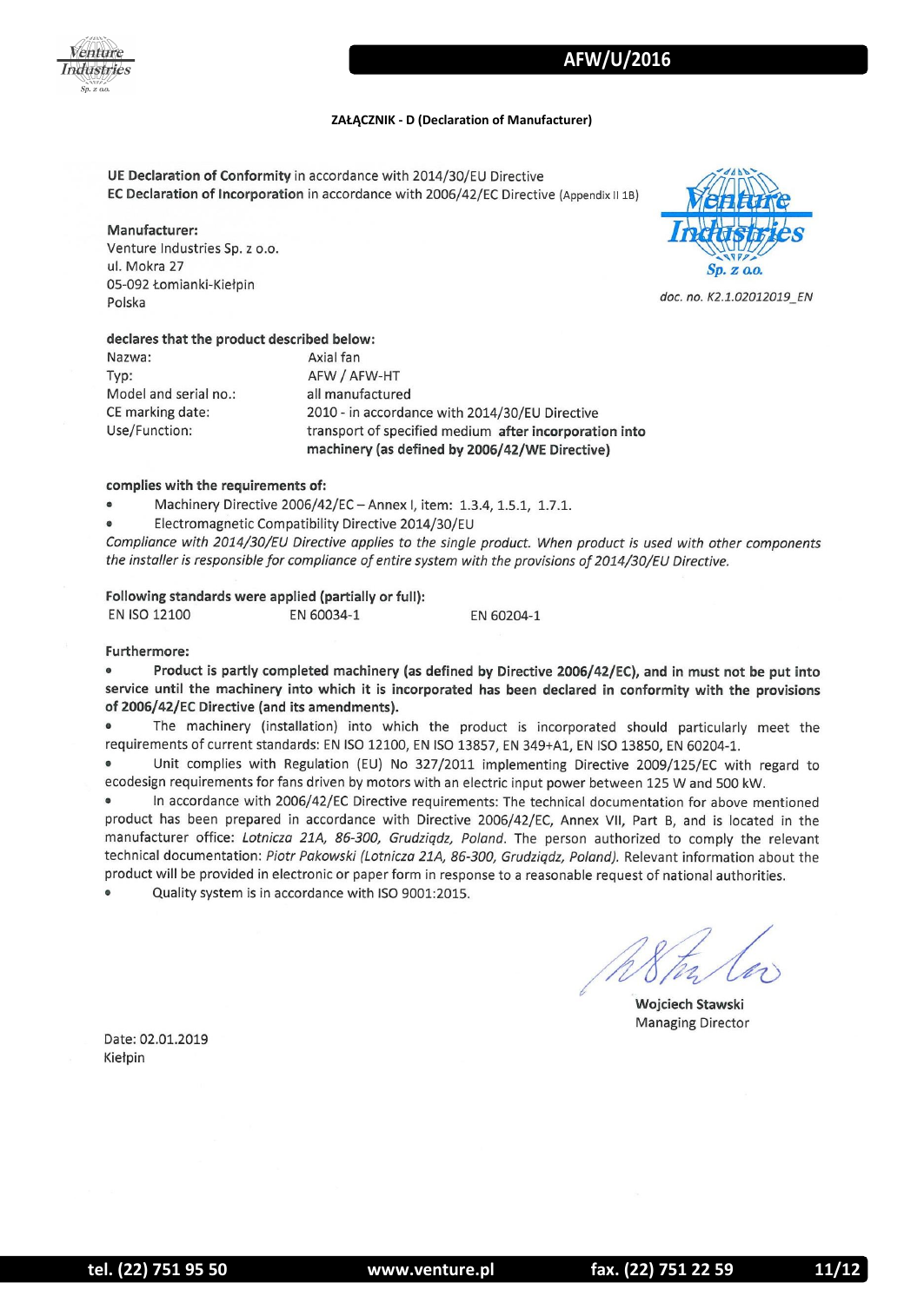**ZAŁĄCZNIK - D (Declaration of Manufacturer)**

**UE Declaration of Conformity** in accordance with 2014/30/EU Directive
**EC Declaration of Incorporation** in accordance with 2006/42/EC Directive (Appendix II 1B)

**Manufacturer:**
Venture Industries Sp. z o.o.
ul. Mokra 27
05-092 Łomianki-Kiełpin
Polska

*doc. no. K2.1.02012019_EN*

**declares that the product described below:**

| | |
|---|---|
| Nazwa: | Axial fan |
| Typ: | AFW / AFW-HT |
| Model and serial no.: | all manufactured |
| CE marking date: | 2010 - in accordance with 2014/30/EU Directive |
| Use/Function: | transport of specified medium **after incorporation into machinery (as defined by 2006/42/WE Directive)** |

**complies with the requirements of:**

- Machinery Directive 2006/42/EC – Annex I, item: 1.3.4, 1.5.1, 1.7.1.
- Electromagnetic Compatibility Directive 2014/30/EU

*Compliance with 2014/30/EU Directive applies to the single product. When product is used with other components the installer is responsible for compliance of entire system with the provisions of 2014/30/EU Directive.*

**Following standards were applied (partially or full):**

EN ISO 12100 EN 60034-1 EN 60204-1

**Furthermore:**

- **Product is partly completed machinery (as defined by Directive 2006/42/EC), and in must not be put into service until the machinery into which it is incorporated has been declared in conformity with the provisions of 2006/42/EC Directive (and its amendments).**
- The machinery (installation) into which the product is incorporated should particularly meet the requirements of current standards: EN ISO 12100, EN ISO 13857, EN 349+A1, EN ISO 13850, EN 60204-1.
- Unit complies with Regulation (EU) No 327/2011 implementing Directive 2009/125/EC with regard to ecodesign requirements for fans driven by motors with an electric input power between 125 W and 500 kW.
- In accordance with 2006/42/EC Directive requirements: The technical documentation for above mentioned product has been prepared in accordance with Directive 2006/42/EC, Annex VII, Part B, and is located in the manufacturer office: *Lotnicza 21A, 86-300, Grudziądz, Poland*. The person authorized to comply the relevant technical documentation: *Piotr Pakowski (Lotnicza 21A, 86-300, Grudziądz, Poland)*. Relevant information about the product will be provided in electronic or paper form in response to a reasonable request of national authorities.
- Quality system is in accordance with ISO 9001:2015.

Wojciech Stawski
Managing Director

Date: 02.01.2019
Kiełpin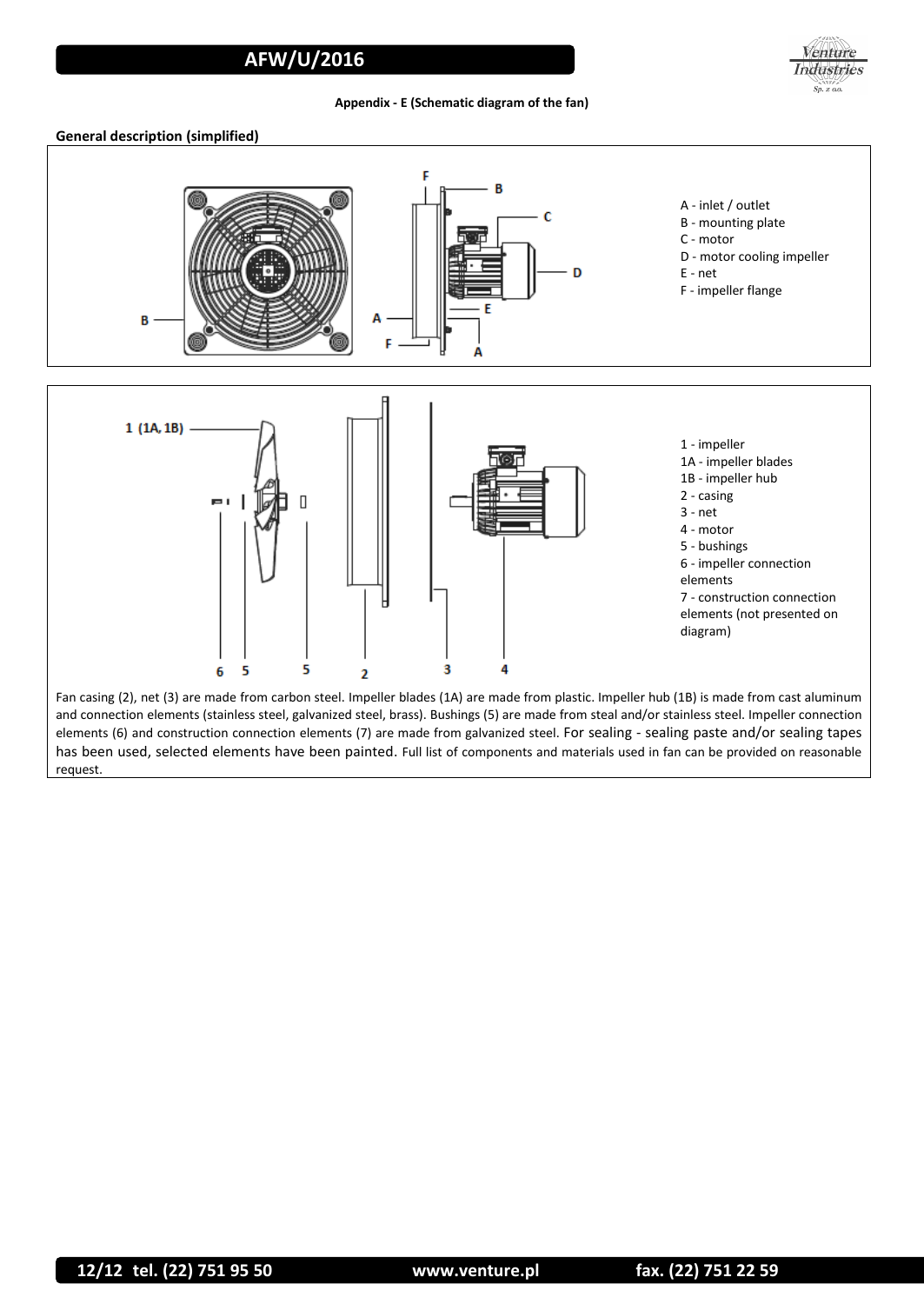**Appendix - E (Schematic diagram of the fan)**

**General description (simplified)**

A - inlet / outlet
B - mounting plate
C - motor
D - motor cooling impeller
E - net
F - impeller flange

1 - impeller
1A - impeller blades
1B - impeller hub
2 - casing
3 - net
4 - motor
5 - bushings
6 - impeller connection elements
7 - construction connection elements (not presented on diagram)

Fan casing (2), net (3) are made from carbon steel. Impeller blades (1A) are made from plastic. Impeller hub (1B) is made from cast aluminum and connection elements (stainless steel, galvanized steel, brass). Bushings (5) are made from steal and/or stainless steel. Impeller connection elements (6) and construction connection elements (7) are made from galvanized steel. For sealing - sealing paste and/or sealing tapes has been used, selected elements have been painted. Full list of components and materials used in fan can be provided on reasonable request.